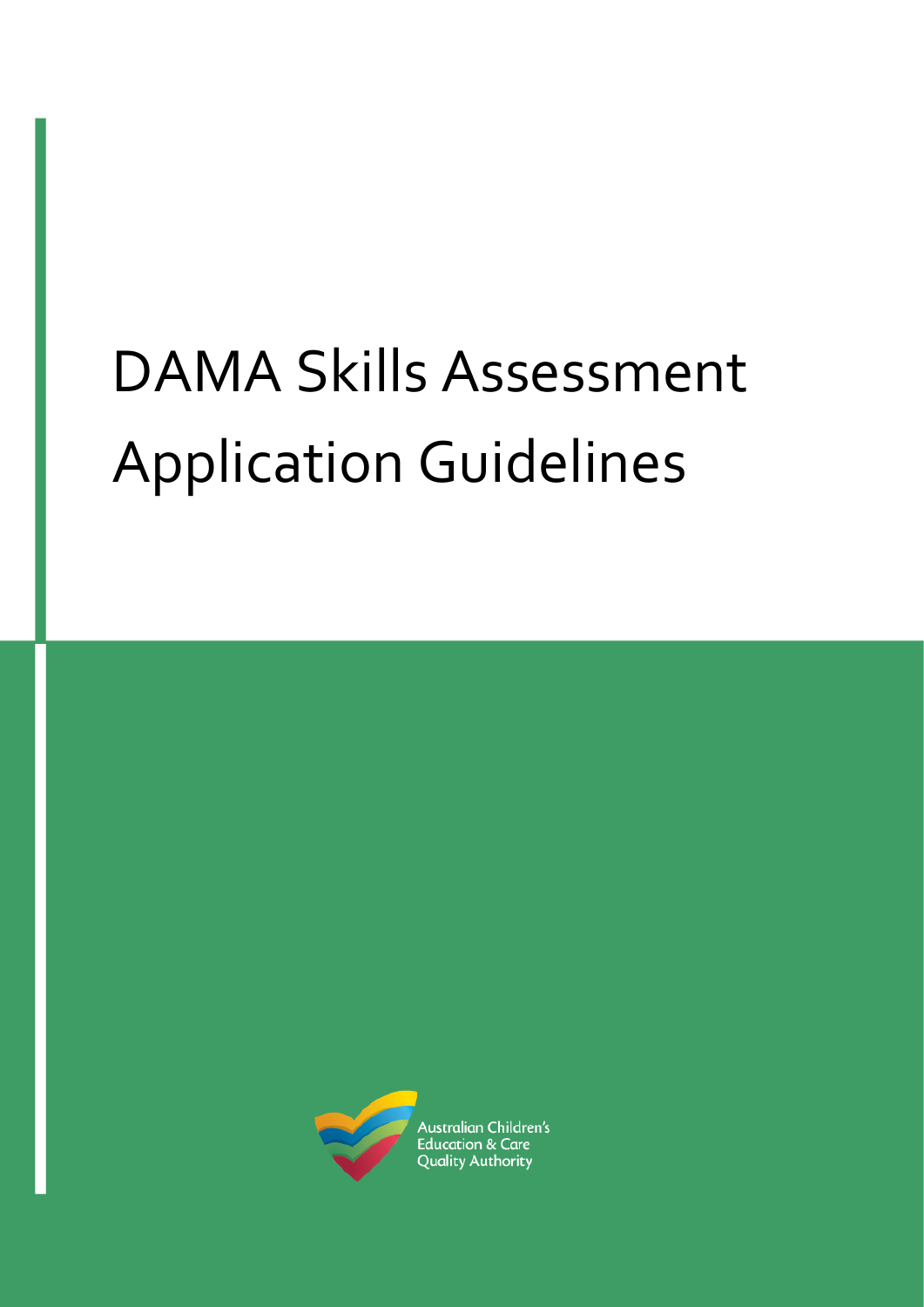# DAMA Skills Assessment Application Guidelines

Australian Children's Education & Care Quality Authority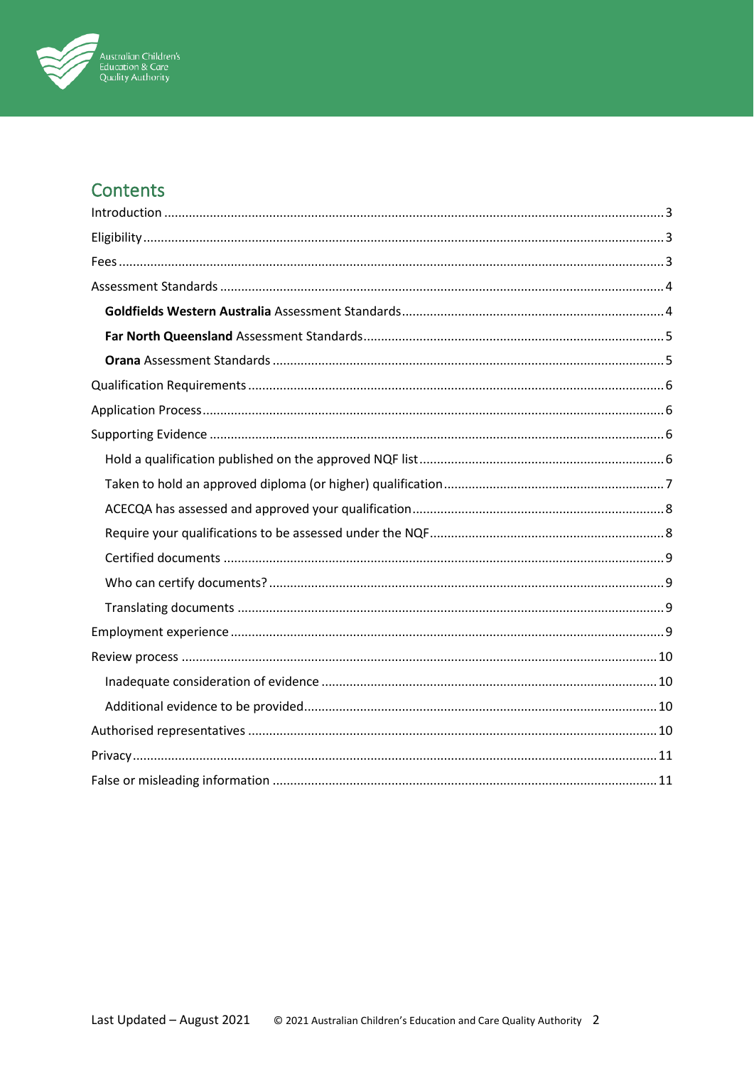## Contents

- Introduction ..... 3
- Eligibility ..... 3
- Fees ..... 3
- Assessment Standards ..... 4
  - **Goldfields Western Australia** Assessment Standards ..... 4
  - **Far North Queensland** Assessment Standards ..... 5
  - **Orana** Assessment Standards ..... 5
- Qualification Requirements ..... 6
- Application Process ..... 6
- Supporting Evidence ..... 6
  - Hold a qualification published on the approved NQF list ..... 6
  - Taken to hold an approved diploma (or higher) qualification ..... 7
  - ACECQA has assessed and approved your qualification ..... 8
  - Require your qualifications to be assessed under the NQF ..... 8
  - Certified documents ..... 9
  - Who can certify documents? ..... 9
  - Translating documents ..... 9
- Employment experience ..... 9
- Review process ..... 10
  - Inadequate consideration of evidence ..... 10
  - Additional evidence to be provided ..... 10
- Authorised representatives ..... 10
- Privacy ..... 11
- False or misleading information ..... 11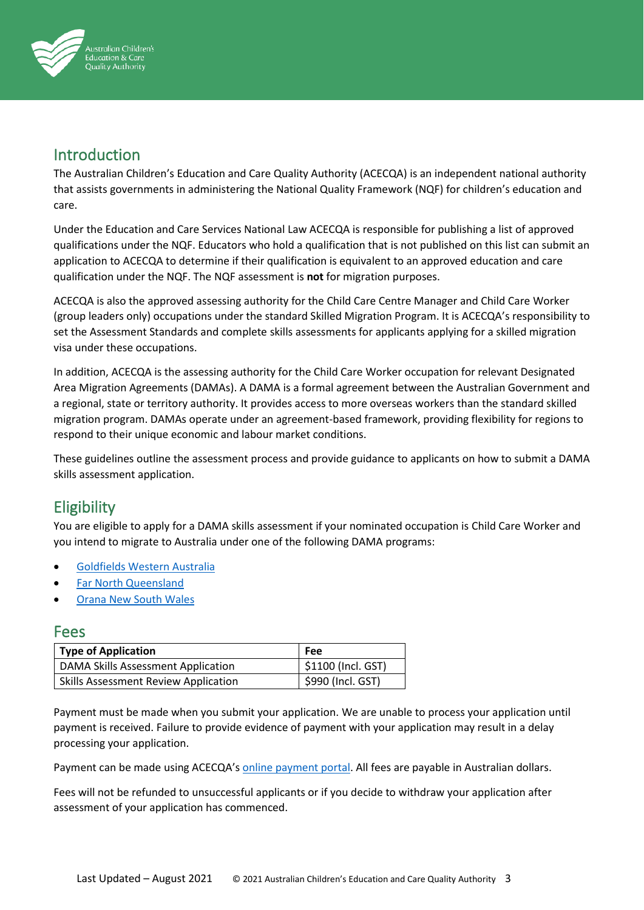## Introduction

The Australian Children's Education and Care Quality Authority (ACECQA) is an independent national authority that assists governments in administering the National Quality Framework (NQF) for children's education and care.

Under the Education and Care Services National Law ACECQA is responsible for publishing a list of approved qualifications under the NQF. Educators who hold a qualification that is not published on this list can submit an application to ACECQA to determine if their qualification is equivalent to an approved education and care qualification under the NQF. The NQF assessment is **not** for migration purposes.

ACECQA is also the approved assessing authority for the Child Care Centre Manager and Child Care Worker (group leaders only) occupations under the standard Skilled Migration Program. It is ACECQA's responsibility to set the Assessment Standards and complete skills assessments for applicants applying for a skilled migration visa under these occupations.

In addition, ACECQA is the assessing authority for the Child Care Worker occupation for relevant Designated Area Migration Agreements (DAMAs). A DAMA is a formal agreement between the Australian Government and a regional, state or territory authority. It provides access to more overseas workers than the standard skilled migration program. DAMAs operate under an agreement-based framework, providing flexibility for regions to respond to their unique economic and labour market conditions.

These guidelines outline the assessment process and provide guidance to applicants on how to submit a DAMA skills assessment application.

## Eligibility

You are eligible to apply for a DAMA skills assessment if your nominated occupation is Child Care Worker and you intend to migrate to Australia under one of the following DAMA programs:

- Goldfields Western Australia
- Far North Queensland
- Orana New South Wales

## Fees

| Type of Application | Fee |
|---|---|
| DAMA Skills Assessment Application | $1100 (Incl. GST) |
| Skills Assessment Review Application | $990 (Incl. GST) |

Payment must be made when you submit your application. We are unable to process your application until payment is received. Failure to provide evidence of payment with your application may result in a delay processing your application.

Payment can be made using ACECQA's online payment portal. All fees are payable in Australian dollars.

Fees will not be refunded to unsuccessful applicants or if you decide to withdraw your application after assessment of your application has commenced.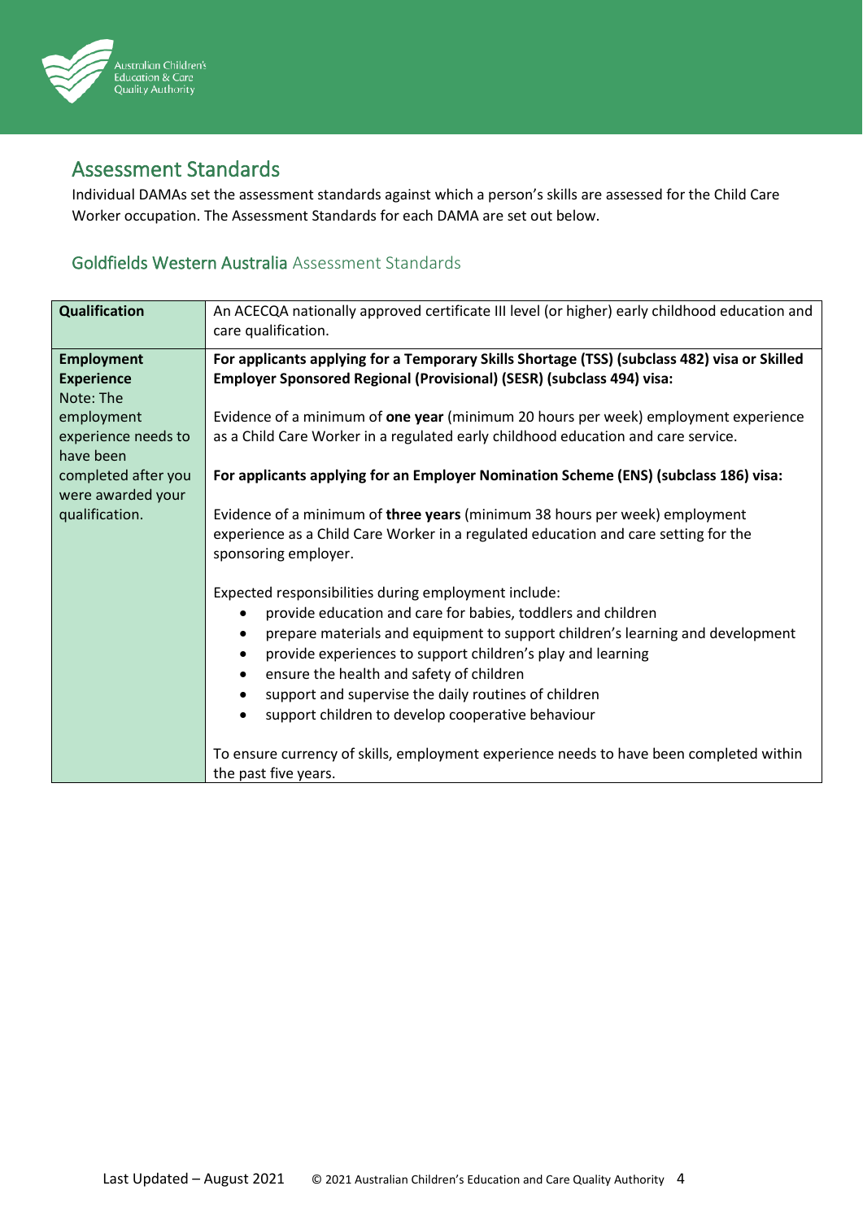## Assessment Standards

Individual DAMAs set the assessment standards against which a person's skills are assessed for the Child Care Worker occupation. The Assessment Standards for each DAMA are set out below.

### Goldfields Western Australia Assessment Standards

| | |
|---|---|
| **Qualification** | An ACECQA nationally approved certificate III level (or higher) early childhood education and care qualification. |
| **Employment Experience**<br>Note: The employment experience needs to have been completed after you were awarded your qualification. | **For applicants applying for a Temporary Skills Shortage (TSS) (subclass 482) visa or Skilled Employer Sponsored Regional (Provisional) (SESR) (subclass 494) visa:**<br><br>Evidence of a minimum of **one year** (minimum 20 hours per week) employment experience as a Child Care Worker in a regulated early childhood education and care service.<br><br>**For applicants applying for an Employer Nomination Scheme (ENS) (subclass 186) visa:**<br><br>Evidence of a minimum of **three years** (minimum 38 hours per week) employment experience as a Child Care Worker in a regulated education and care setting for the sponsoring employer.<br><br>Expected responsibilities during employment include:<br>• provide education and care for babies, toddlers and children<br>• prepare materials and equipment to support children's learning and development<br>• provide experiences to support children's play and learning<br>• ensure the health and safety of children<br>• support and supervise the daily routines of children<br>• support children to develop cooperative behaviour<br><br>To ensure currency of skills, employment experience needs to have been completed within the past five years. |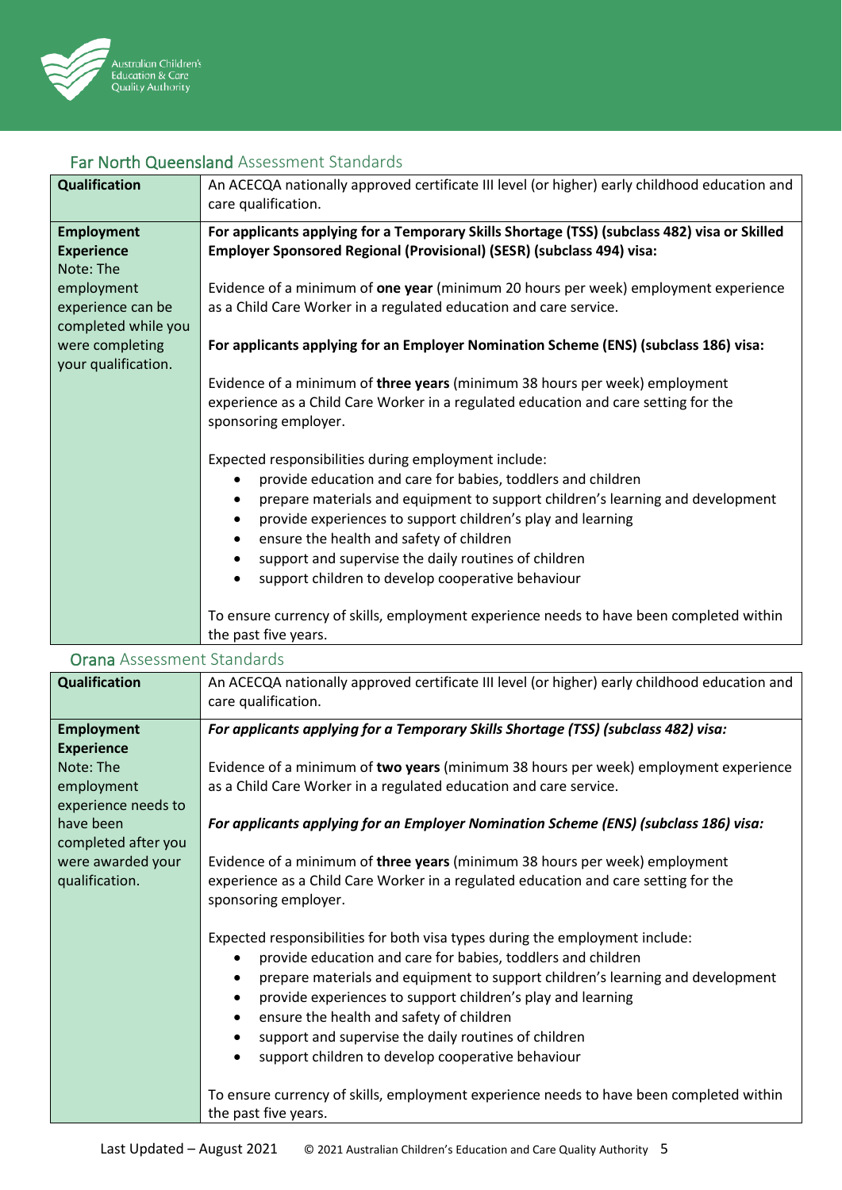## Far North Queensland Assessment Standards

| | |
|---|---|
| **Qualification** | An ACECQA nationally approved certificate III level (or higher) early childhood education and care qualification. |
| **Employment Experience**<br>Note: The employment experience can be completed while you were completing your qualification. | **For applicants applying for a Temporary Skills Shortage (TSS) (subclass 482) visa or Skilled Employer Sponsored Regional (Provisional) (SESR) (subclass 494) visa:**<br><br>Evidence of a minimum of **one year** (minimum 20 hours per week) employment experience as a Child Care Worker in a regulated education and care service.<br><br>**For applicants applying for an Employer Nomination Scheme (ENS) (subclass 186) visa:**<br><br>Evidence of a minimum of **three years** (minimum 38 hours per week) employment experience as a Child Care Worker in a regulated education and care setting for the sponsoring employer.<br><br>Expected responsibilities during employment include:<br>• provide education and care for babies, toddlers and children<br>• prepare materials and equipment to support children's learning and development<br>• provide experiences to support children's play and learning<br>• ensure the health and safety of children<br>• support and supervise the daily routines of children<br>• support children to develop cooperative behaviour<br><br>To ensure currency of skills, employment experience needs to have been completed within the past five years. |

## Orana Assessment Standards

| | |
|---|---|
| **Qualification** | An ACECQA nationally approved certificate III level (or higher) early childhood education and care qualification. |
| **Employment Experience**<br>Note: The employment experience needs to have been completed after you were awarded your qualification. | ***For applicants applying for a Temporary Skills Shortage (TSS) (subclass 482) visa:***<br><br>Evidence of a minimum of **two years** (minimum 38 hours per week) employment experience as a Child Care Worker in a regulated education and care service.<br><br>***For applicants applying for an Employer Nomination Scheme (ENS) (subclass 186) visa:***<br><br>Evidence of a minimum of **three years** (minimum 38 hours per week) employment experience as a Child Care Worker in a regulated education and care setting for the sponsoring employer.<br><br>Expected responsibilities for both visa types during the employment include:<br>• provide education and care for babies, toddlers and children<br>• prepare materials and equipment to support children's learning and development<br>• provide experiences to support children's play and learning<br>• ensure the health and safety of children<br>• support and supervise the daily routines of children<br>• support children to develop cooperative behaviour<br><br>To ensure currency of skills, employment experience needs to have been completed within the past five years. |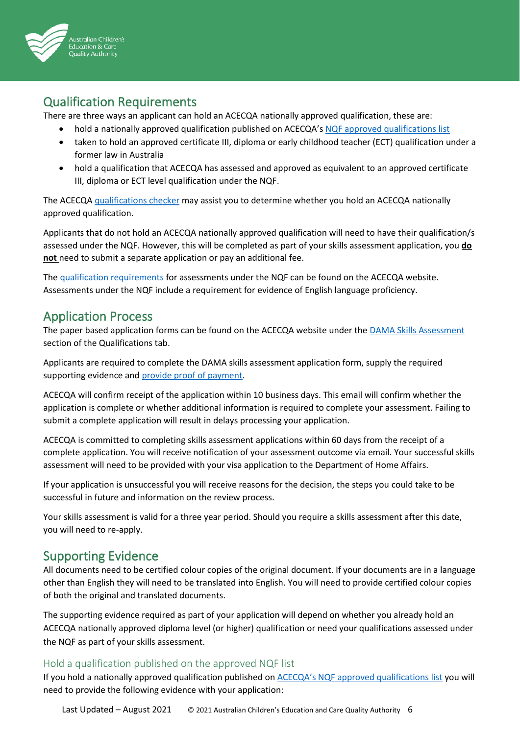## Qualification Requirements

There are three ways an applicant can hold an ACECQA nationally approved qualification, these are:

- hold a nationally approved qualification published on ACECQA's NQF approved qualifications list
- taken to hold an approved certificate III, diploma or early childhood teacher (ECT) qualification under a former law in Australia
- hold a qualification that ACECQA has assessed and approved as equivalent to an approved certificate III, diploma or ECT level qualification under the NQF.

The ACECQA qualifications checker may assist you to determine whether you hold an ACECQA nationally approved qualification.

Applicants that do not hold an ACECQA nationally approved qualification will need to have their qualification/s assessed under the NQF. However, this will be completed as part of your skills assessment application, you **do not** need to submit a separate application or pay an additional fee.

The qualification requirements for assessments under the NQF can be found on the ACECQA website. Assessments under the NQF include a requirement for evidence of English language proficiency.

## Application Process

The paper based application forms can be found on the ACECQA website under the DAMA Skills Assessment section of the Qualifications tab.

Applicants are required to complete the DAMA skills assessment application form, supply the required supporting evidence and provide proof of payment.

ACECQA will confirm receipt of the application within 10 business days. This email will confirm whether the application is complete or whether additional information is required to complete your assessment. Failing to submit a complete application will result in delays processing your application.

ACECQA is committed to completing skills assessment applications within 60 days from the receipt of a complete application. You will receive notification of your assessment outcome via email. Your successful skills assessment will need to be provided with your visa application to the Department of Home Affairs.

If your application is unsuccessful you will receive reasons for the decision, the steps you could take to be successful in future and information on the review process.

Your skills assessment is valid for a three year period. Should you require a skills assessment after this date, you will need to re-apply.

## Supporting Evidence

All documents need to be certified colour copies of the original document. If your documents are in a language other than English they will need to be translated into English. You will need to provide certified colour copies of both the original and translated documents.

The supporting evidence required as part of your application will depend on whether you already hold an ACECQA nationally approved diploma level (or higher) qualification or need your qualifications assessed under the NQF as part of your skills assessment.

### Hold a qualification published on the approved NQF list

If you hold a nationally approved qualification published on ACECQA's NQF approved qualifications list you will need to provide the following evidence with your application: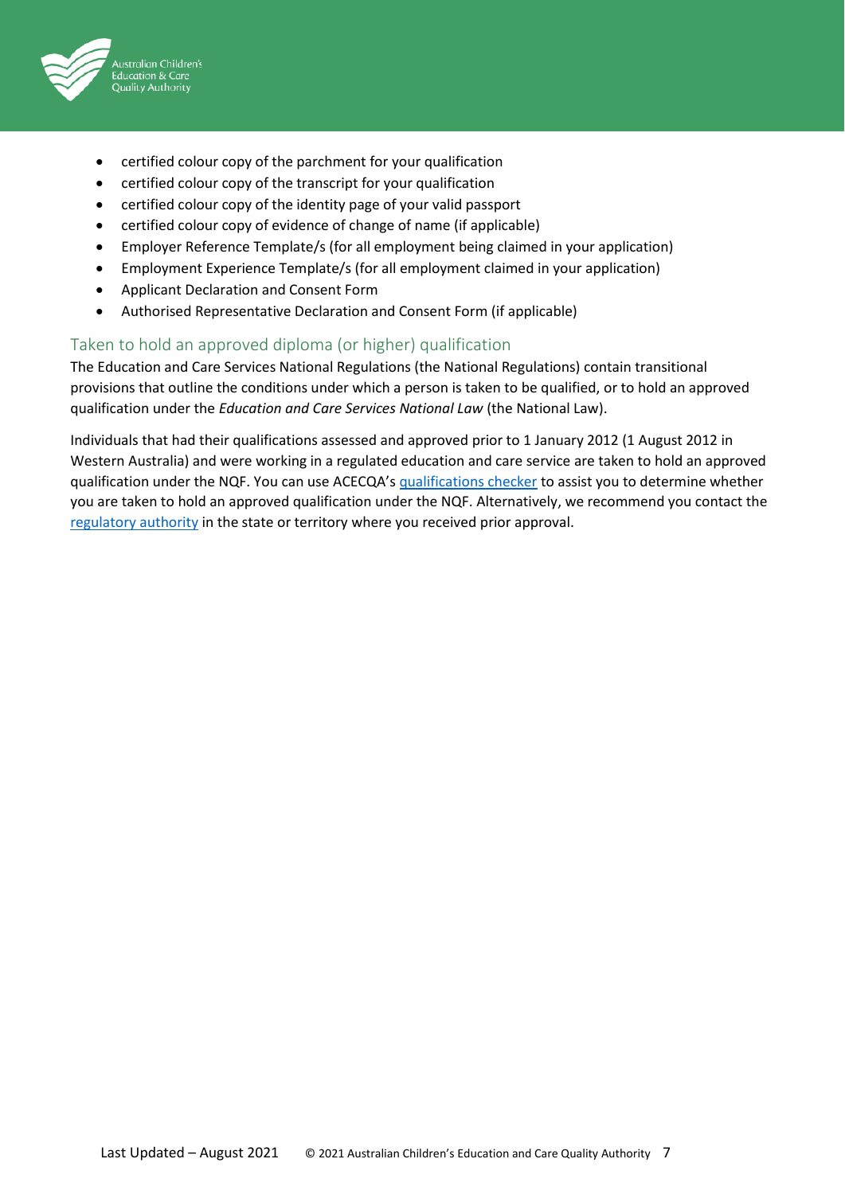- certified colour copy of the parchment for your qualification
- certified colour copy of the transcript for your qualification
- certified colour copy of the identity page of your valid passport
- certified colour copy of evidence of change of name (if applicable)
- Employer Reference Template/s (for all employment being claimed in your application)
- Employment Experience Template/s (for all employment claimed in your application)
- Applicant Declaration and Consent Form
- Authorised Representative Declaration and Consent Form (if applicable)

## Taken to hold an approved diploma (or higher) qualification

The Education and Care Services National Regulations (the National Regulations) contain transitional provisions that outline the conditions under which a person is taken to be qualified, or to hold an approved qualification under the *Education and Care Services National Law* (the National Law).

Individuals that had their qualifications assessed and approved prior to 1 January 2012 (1 August 2012 in Western Australia) and were working in a regulated education and care service are taken to hold an approved qualification under the NQF. You can use ACECQA's qualifications checker to assist you to determine whether you are taken to hold an approved qualification under the NQF. Alternatively, we recommend you contact the regulatory authority in the state or territory where you received prior approval.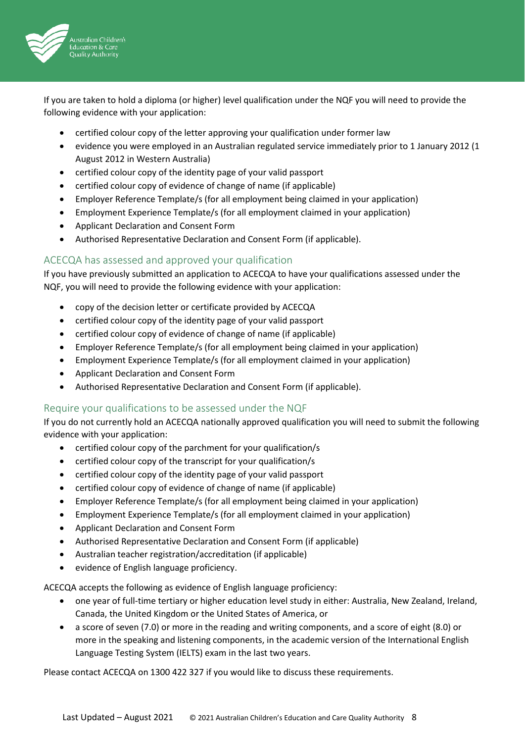If you are taken to hold a diploma (or higher) level qualification under the NQF you will need to provide the following evidence with your application:

- certified colour copy of the letter approving your qualification under former law
- evidence you were employed in an Australian regulated service immediately prior to 1 January 2012 (1 August 2012 in Western Australia)
- certified colour copy of the identity page of your valid passport
- certified colour copy of evidence of change of name (if applicable)
- Employer Reference Template/s (for all employment being claimed in your application)
- Employment Experience Template/s (for all employment claimed in your application)
- Applicant Declaration and Consent Form
- Authorised Representative Declaration and Consent Form (if applicable).

## ACECQA has assessed and approved your qualification

If you have previously submitted an application to ACECQA to have your qualifications assessed under the NQF, you will need to provide the following evidence with your application:

- copy of the decision letter or certificate provided by ACECQA
- certified colour copy of the identity page of your valid passport
- certified colour copy of evidence of change of name (if applicable)
- Employer Reference Template/s (for all employment being claimed in your application)
- Employment Experience Template/s (for all employment claimed in your application)
- Applicant Declaration and Consent Form
- Authorised Representative Declaration and Consent Form (if applicable).

## Require your qualifications to be assessed under the NQF

If you do not currently hold an ACECQA nationally approved qualification you will need to submit the following evidence with your application:

- certified colour copy of the parchment for your qualification/s
- certified colour copy of the transcript for your qualification/s
- certified colour copy of the identity page of your valid passport
- certified colour copy of evidence of change of name (if applicable)
- Employer Reference Template/s (for all employment being claimed in your application)
- Employment Experience Template/s (for all employment claimed in your application)
- Applicant Declaration and Consent Form
- Authorised Representative Declaration and Consent Form (if applicable)
- Australian teacher registration/accreditation (if applicable)
- evidence of English language proficiency.

ACECQA accepts the following as evidence of English language proficiency:

- one year of full-time tertiary or higher education level study in either: Australia, New Zealand, Ireland, Canada, the United Kingdom or the United States of America, or
- a score of seven (7.0) or more in the reading and writing components, and a score of eight (8.0) or more in the speaking and listening components, in the academic version of the International English Language Testing System (IELTS) exam in the last two years.

Please contact ACECQA on 1300 422 327 if you would like to discuss these requirements.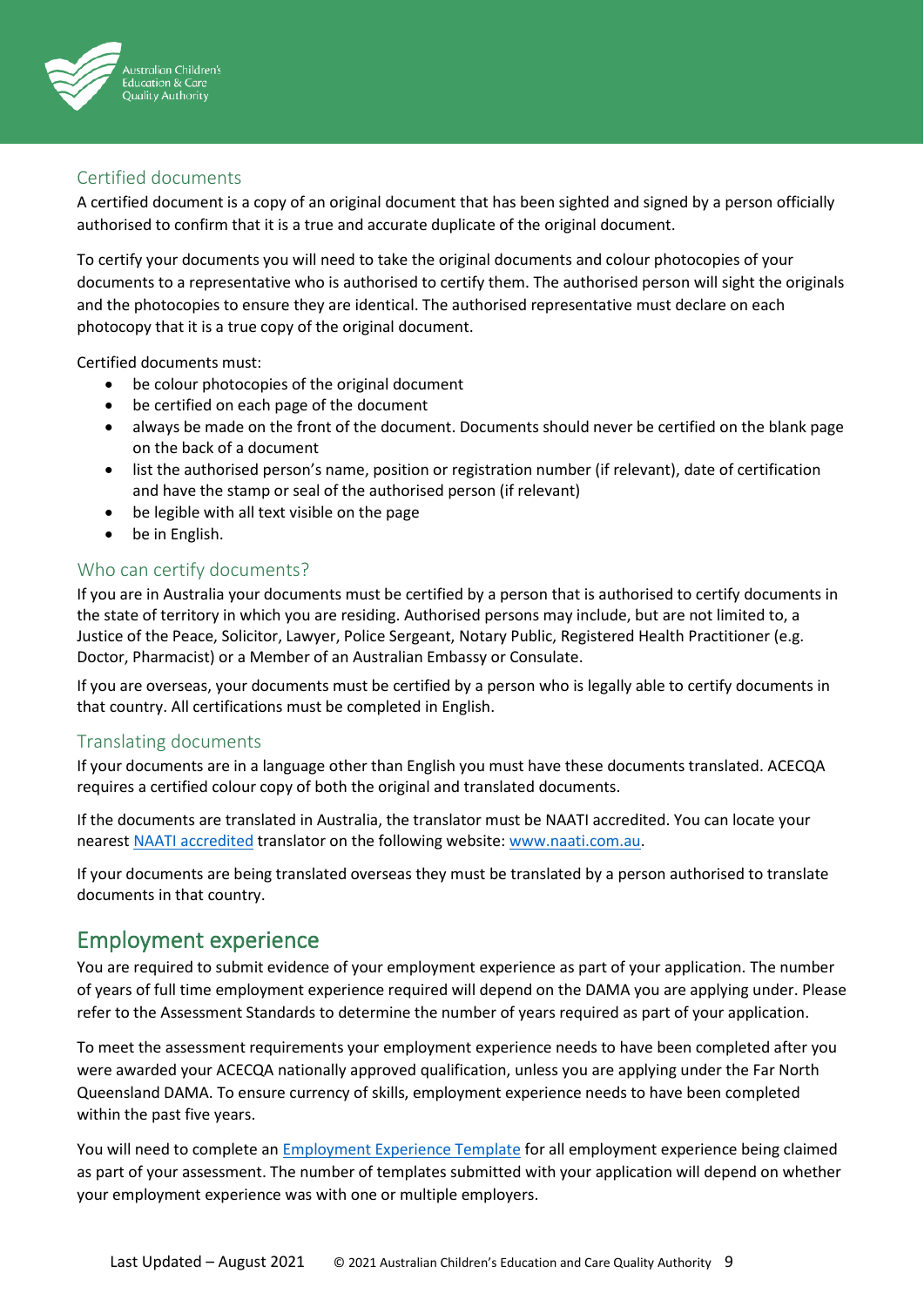### Certified documents

A certified document is a copy of an original document that has been sighted and signed by a person officially authorised to confirm that it is a true and accurate duplicate of the original document.

To certify your documents you will need to take the original documents and colour photocopies of your documents to a representative who is authorised to certify them. The authorised person will sight the originals and the photocopies to ensure they are identical. The authorised representative must declare on each photocopy that it is a true copy of the original document.

Certified documents must:

- be colour photocopies of the original document
- be certified on each page of the document
- always be made on the front of the document. Documents should never be certified on the blank page on the back of a document
- list the authorised person's name, position or registration number (if relevant), date of certification and have the stamp or seal of the authorised person (if relevant)
- be legible with all text visible on the page
- be in English.

### Who can certify documents?

If you are in Australia your documents must be certified by a person that is authorised to certify documents in the state of territory in which you are residing. Authorised persons may include, but are not limited to, a Justice of the Peace, Solicitor, Lawyer, Police Sergeant, Notary Public, Registered Health Practitioner (e.g. Doctor, Pharmacist) or a Member of an Australian Embassy or Consulate.

If you are overseas, your documents must be certified by a person who is legally able to certify documents in that country. All certifications must be completed in English.

### Translating documents

If your documents are in a language other than English you must have these documents translated. ACECQA requires a certified colour copy of both the original and translated documents.

If the documents are translated in Australia, the translator must be NAATI accredited. You can locate your nearest NAATI accredited translator on the following website: www.naati.com.au.

If your documents are being translated overseas they must be translated by a person authorised to translate documents in that country.

## Employment experience

You are required to submit evidence of your employment experience as part of your application. The number of years of full time employment experience required will depend on the DAMA you are applying under. Please refer to the Assessment Standards to determine the number of years required as part of your application.

To meet the assessment requirements your employment experience needs to have been completed after you were awarded your ACECQA nationally approved qualification, unless you are applying under the Far North Queensland DAMA. To ensure currency of skills, employment experience needs to have been completed within the past five years.

You will need to complete an Employment Experience Template for all employment experience being claimed as part of your assessment. The number of templates submitted with your application will depend on whether your employment experience was with one or multiple employers.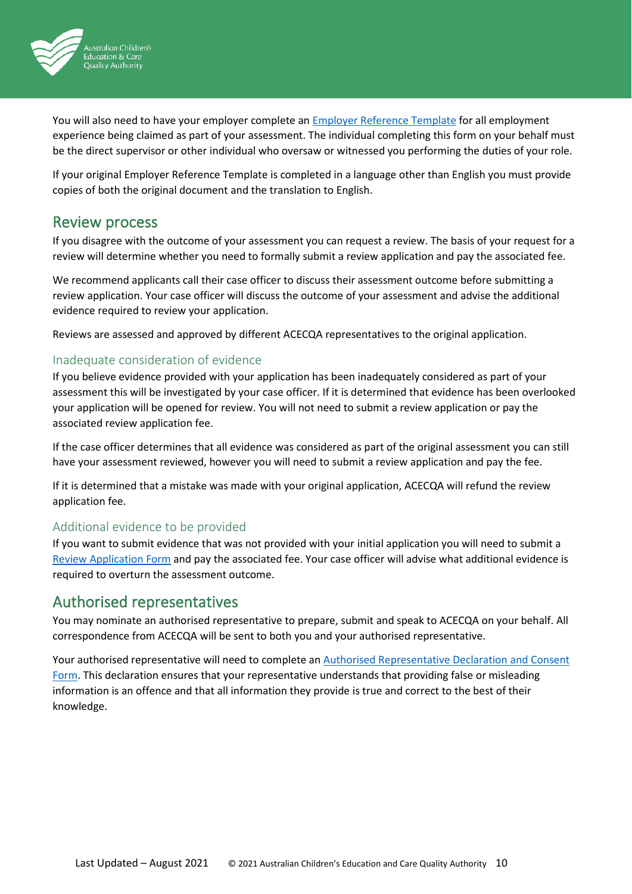You will also need to have your employer complete an Employer Reference Template for all employment experience being claimed as part of your assessment. The individual completing this form on your behalf must be the direct supervisor or other individual who oversaw or witnessed you performing the duties of your role.

If your original Employer Reference Template is completed in a language other than English you must provide copies of both the original document and the translation to English.

## Review process

If you disagree with the outcome of your assessment you can request a review. The basis of your request for a review will determine whether you need to formally submit a review application and pay the associated fee.

We recommend applicants call their case officer to discuss their assessment outcome before submitting a review application. Your case officer will discuss the outcome of your assessment and advise the additional evidence required to review your application.

Reviews are assessed and approved by different ACECQA representatives to the original application.

### Inadequate consideration of evidence

If you believe evidence provided with your application has been inadequately considered as part of your assessment this will be investigated by your case officer. If it is determined that evidence has been overlooked your application will be opened for review. You will not need to submit a review application or pay the associated review application fee.

If the case officer determines that all evidence was considered as part of the original assessment you can still have your assessment reviewed, however you will need to submit a review application and pay the fee.

If it is determined that a mistake was made with your original application, ACECQA will refund the review application fee.

### Additional evidence to be provided

If you want to submit evidence that was not provided with your initial application you will need to submit a Review Application Form and pay the associated fee. Your case officer will advise what additional evidence is required to overturn the assessment outcome.

## Authorised representatives

You may nominate an authorised representative to prepare, submit and speak to ACECQA on your behalf. All correspondence from ACECQA will be sent to both you and your authorised representative.

Your authorised representative will need to complete an Authorised Representative Declaration and Consent Form. This declaration ensures that your representative understands that providing false or misleading information is an offence and that all information they provide is true and correct to the best of their knowledge.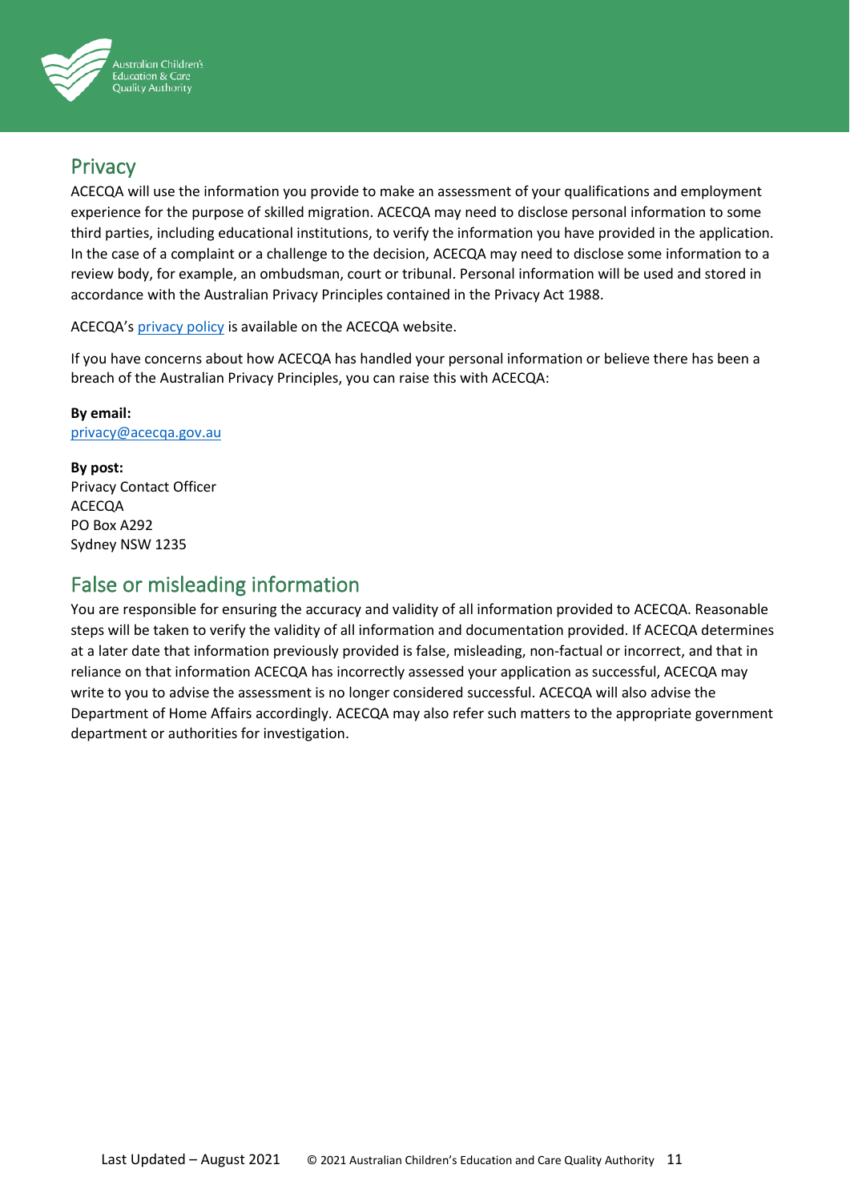## Privacy

ACECQA will use the information you provide to make an assessment of your qualifications and employment experience for the purpose of skilled migration. ACECQA may need to disclose personal information to some third parties, including educational institutions, to verify the information you have provided in the application. In the case of a complaint or a challenge to the decision, ACECQA may need to disclose some information to a review body, for example, an ombudsman, court or tribunal. Personal information will be used and stored in accordance with the Australian Privacy Principles contained in the Privacy Act 1988.

ACECQA's privacy policy is available on the ACECQA website.

If you have concerns about how ACECQA has handled your personal information or believe there has been a breach of the Australian Privacy Principles, you can raise this with ACECQA:

**By email:**
privacy@acecqa.gov.au

**By post:**
Privacy Contact Officer
ACECQA
PO Box A292
Sydney NSW 1235

## False or misleading information

You are responsible for ensuring the accuracy and validity of all information provided to ACECQA. Reasonable steps will be taken to verify the validity of all information and documentation provided. If ACECQA determines at a later date that information previously provided is false, misleading, non-factual or incorrect, and that in reliance on that information ACECQA has incorrectly assessed your application as successful, ACECQA may write to you to advise the assessment is no longer considered successful. ACECQA will also advise the Department of Home Affairs accordingly. ACECQA may also refer such matters to the appropriate government department or authorities for investigation.